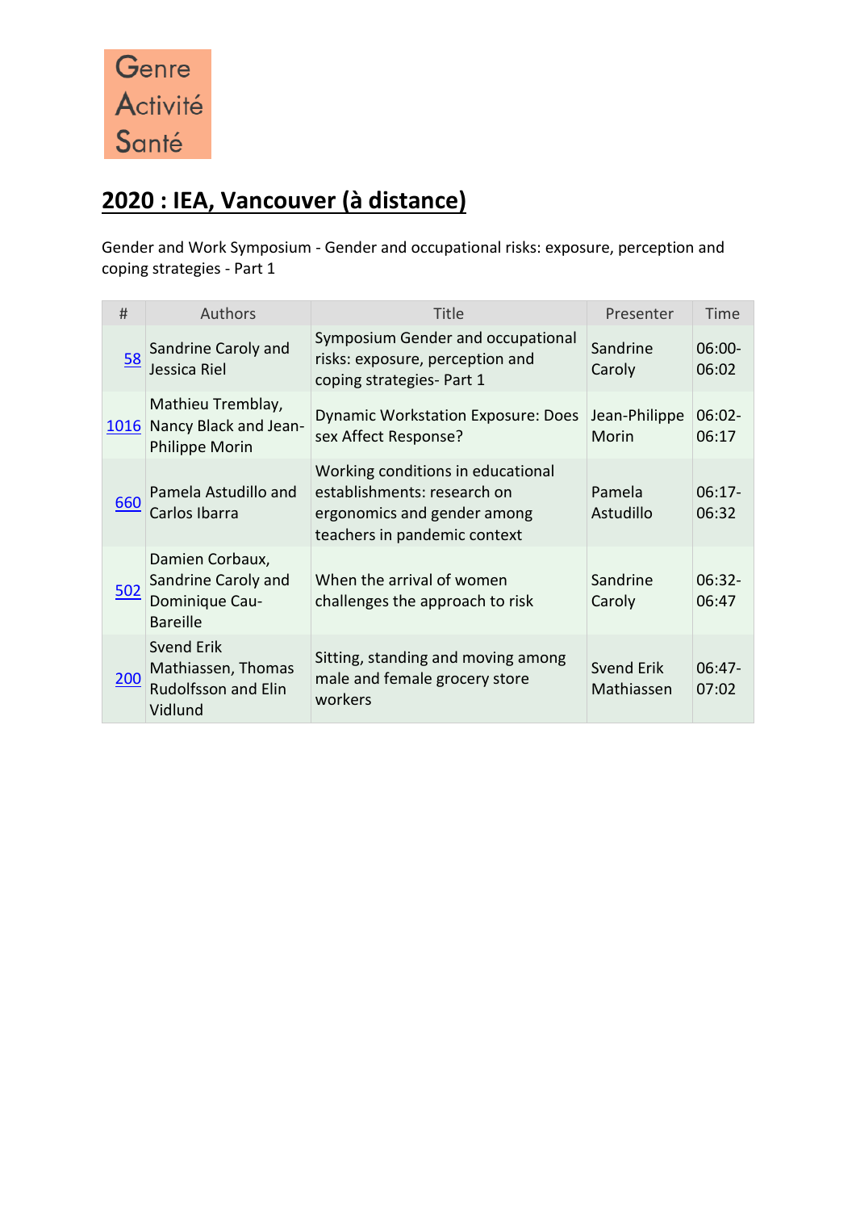Genre
Activité
Santé

# 2020 : IEA, Vancouver (à distance)

Gender and Work Symposium - Gender and occupational risks: exposure, perception and coping strategies - Part 1

| # | Authors | Title | Presenter | Time |
|---|---|---|---|---|
| 58 | Sandrine Caroly and Jessica Riel | Symposium Gender and occupational risks: exposure, perception and coping strategies- Part 1 | Sandrine Caroly | 06:00-06:02 |
| 1016 | Mathieu Tremblay, Nancy Black and Jean-Philippe Morin | Dynamic Workstation Exposure: Does sex Affect Response? | Jean-Philippe Morin | 06:02-06:17 |
| 660 | Pamela Astudillo and Carlos Ibarra | Working conditions in educational establishments: research on ergonomics and gender among teachers in pandemic context | Pamela Astudillo | 06:17-06:32 |
| 502 | Damien Corbaux, Sandrine Caroly and Dominique Cau-Bareille | When the arrival of women challenges the approach to risk | Sandrine Caroly | 06:32-06:47 |
| 200 | Svend Erik Mathiassen, Thomas Rudolfsson and Elin Vidlund | Sitting, standing and moving among male and female grocery store workers | Svend Erik Mathiassen | 06:47-07:02 |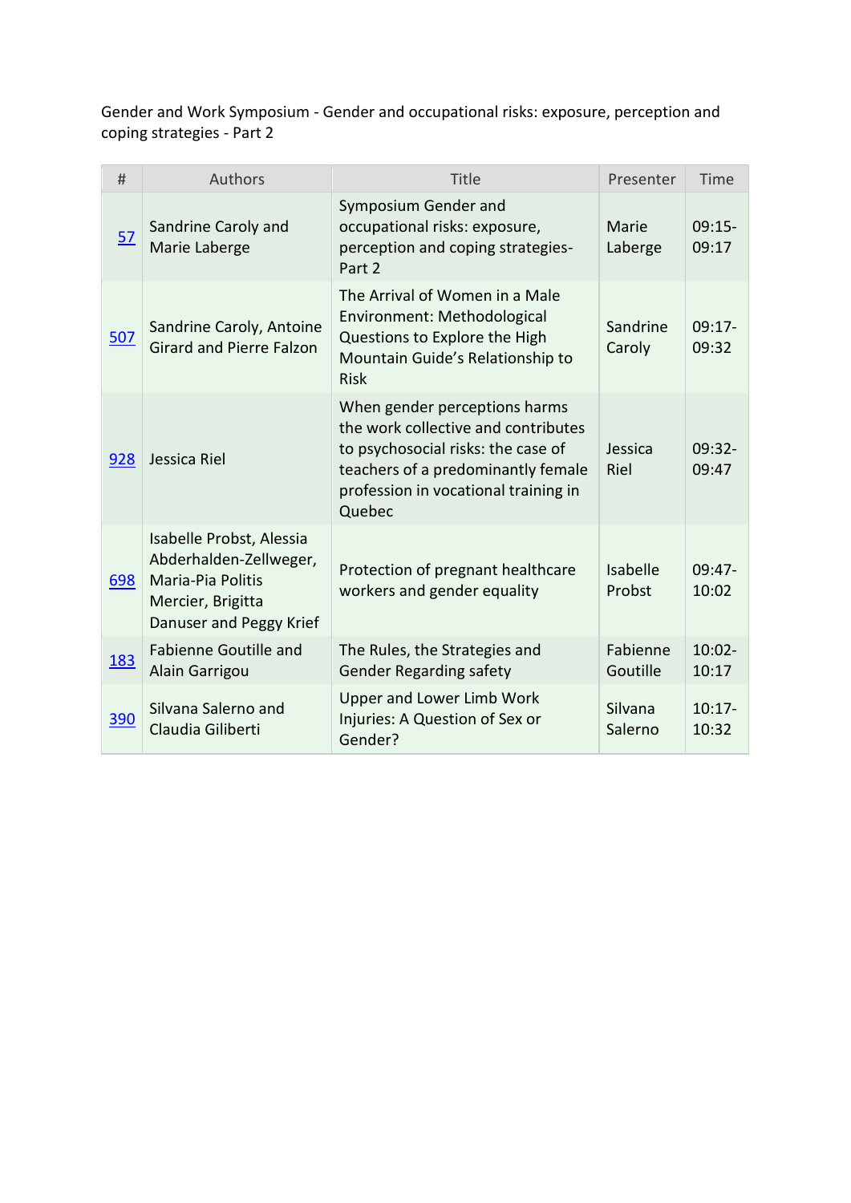Gender and Work Symposium - Gender and occupational risks: exposure, perception and coping strategies - Part 2

| # | Authors | Title | Presenter | Time |
|---|---|---|---|---|
| 57 | Sandrine Caroly and Marie Laberge | Symposium Gender and occupational risks: exposure, perception and coping strategies- Part 2 | Marie Laberge | 09:15-09:17 |
| 507 | Sandrine Caroly, Antoine Girard and Pierre Falzon | The Arrival of Women in a Male Environment: Methodological Questions to Explore the High Mountain Guide's Relationship to Risk | Sandrine Caroly | 09:17-09:32 |
| 928 | Jessica Riel | When gender perceptions harms the work collective and contributes to psychosocial risks: the case of teachers of a predominantly female profession in vocational training in Quebec | Jessica Riel | 09:32-09:47 |
| 698 | Isabelle Probst, Alessia Abderhalden-Zellweger, Maria-Pia Politis Mercier, Brigitta Danuser and Peggy Krief | Protection of pregnant healthcare workers and gender equality | Isabelle Probst | 09:47-10:02 |
| 183 | Fabienne Goutille and Alain Garrigou | The Rules, the Strategies and Gender Regarding safety | Fabienne Goutille | 10:02-10:17 |
| 390 | Silvana Salerno and Claudia Giliberti | Upper and Lower Limb Work Injuries: A Question of Sex or Gender? | Silvana Salerno | 10:17-10:32 |